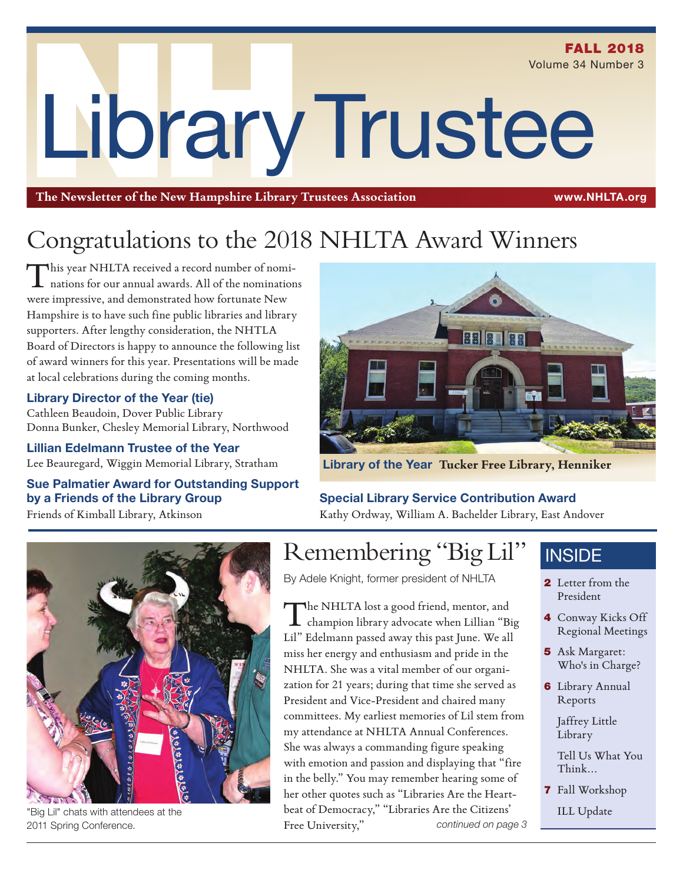# Library Trustee

**FALL 2018**
Volume 34 Number 3

The Newsletter of the New Hampshire Library Trustees Association — www.NHLTA.org

## Congratulations to the 2018 NHLTA Award Winners

This year NHLTA received a record number of nominations for our annual awards. All of the nominations were impressive, and demonstrated how fortunate New Hampshire is to have such fine public libraries and library supporters. After lengthy consideration, the NHTLA Board of Directors is happy to announce the following list of award winners for this year. Presentations will be made at local celebrations during the coming months.

### Library Director of the Year (tie)

Cathleen Beaudoin, Dover Public Library
Donna Bunker, Chesley Memorial Library, Northwood

### Lillian Edelmann Trustee of the Year

Lee Beauregard, Wiggin Memorial Library, Stratham

### Sue Palmatier Award for Outstanding Support by a Friends of the Library Group

Friends of Kimball Library, Atkinson

**Library of the Year** Tucker Free Library, Henniker

### Special Library Service Contribution Award

Kathy Ordway, William A. Bachelder Library, East Andover

"Big Lil" chats with attendees at the 2011 Spring Conference.

## Remembering "Big Lil"

By Adele Knight, former president of NHLTA

The NHLTA lost a good friend, mentor, and champion library advocate when Lillian "Big Lil" Edelmann passed away this past June. We all miss her energy and enthusiasm and pride in the NHLTA. She was a vital member of our organization for 21 years; during that time she served as President and Vice-President and chaired many committees. My earliest memories of Lil stem from my attendance at NHLTA Annual Conferences. She was always a commanding figure speaking with emotion and passion and displaying that "fire in the belly." You may remember hearing some of her other quotes such as "Libraries Are the Heartbeat of Democracy," "Libraries Are the Citizens' Free University,"

*continued on page 3*

## INSIDE

- **2** Letter from the President
- **4** Conway Kicks Off Regional Meetings
- **5** Ask Margaret: Who's in Charge?
- **6** Library Annual Reports
  - Jaffrey Little Library
  - Tell Us What You Think...
- **7** Fall Workshop
  - ILL Update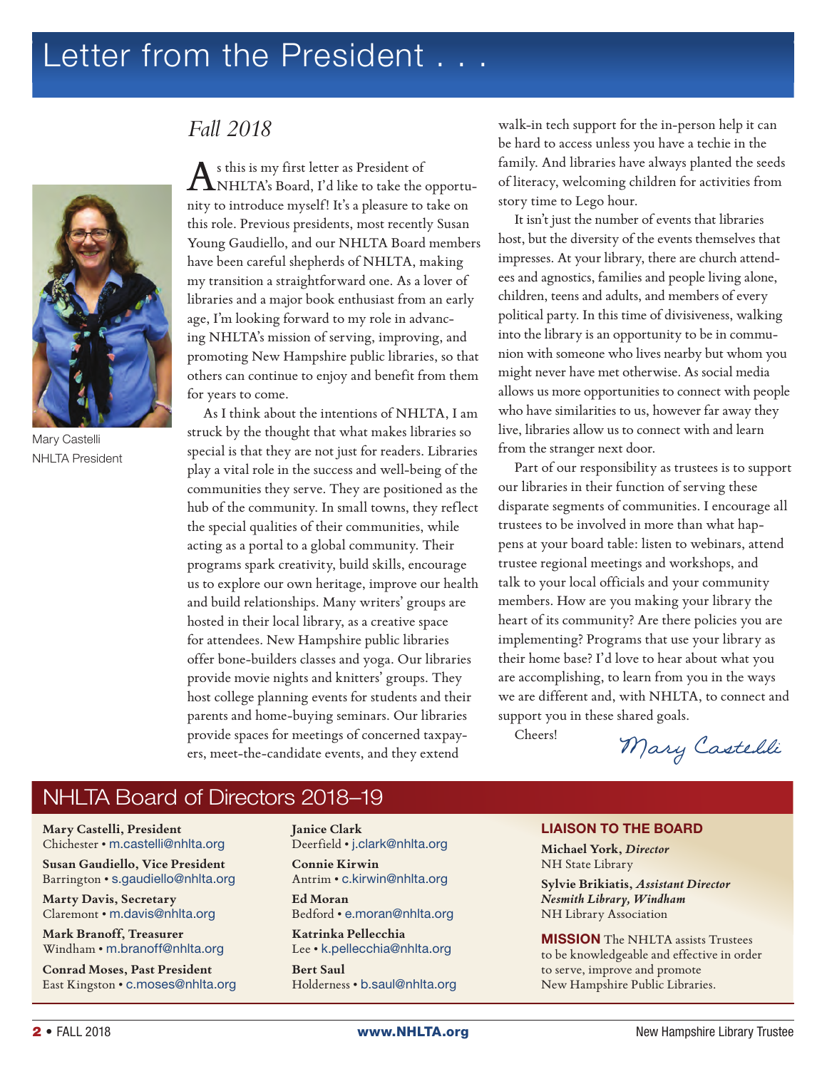# Letter from the President . . .

Mary Castelli
NHLTA President

## *Fall 2018*

As this is my first letter as President of NHLTA's Board, I'd like to take the opportunity to introduce myself! It's a pleasure to take on this role. Previous presidents, most recently Susan Young Gaudiello, and our NHLTA Board members have been careful shepherds of NHLTA, making my transition a straightforward one. As a lover of libraries and a major book enthusiast from an early age, I'm looking forward to my role in advancing NHLTA's mission of serving, improving, and promoting New Hampshire public libraries, so that others can continue to enjoy and benefit from them for years to come.

As I think about the intentions of NHLTA, I am struck by the thought that what makes libraries so special is that they are not just for readers. Libraries play a vital role in the success and well-being of the communities they serve. They are positioned as the hub of the community. In small towns, they reflect the special qualities of their communities, while acting as a portal to a global community. Their programs spark creativity, build skills, encourage us to explore our own heritage, improve our health and build relationships. Many writers' groups are hosted in their local library, as a creative space for attendees. New Hampshire public libraries offer bone-builders classes and yoga. Our libraries provide movie nights and knitters' groups. They host college planning events for students and their parents and home-buying seminars. Our libraries provide spaces for meetings of concerned taxpayers, meet-the-candidate events, and they extend walk-in tech support for the in-person help it can be hard to access unless you have a techie in the family. And libraries have always planted the seeds of literacy, welcoming children for activities from story time to Lego hour.

It isn't just the number of events that libraries host, but the diversity of the events themselves that impresses. At your library, there are church attendees and agnostics, families and people living alone, children, teens and adults, and members of every political party. In this time of divisiveness, walking into the library is an opportunity to be in communion with someone who lives nearby but whom you might never have met otherwise. As social media allows us more opportunities to connect with people who have similarities to us, however far away they live, libraries allow us to connect with and learn from the stranger next door.

Part of our responsibility as trustees is to support our libraries in their function of serving these disparate segments of communities. I encourage all trustees to be involved in more than what happens at your board table: listen to webinars, attend trustee regional meetings and workshops, and talk to your local officials and your community members. How are you making your library the heart of its community? Are there policies you are implementing? Programs that use your library as their home base? I'd love to hear about what you are accomplishing, to learn from you in the ways we are different and, with NHLTA, to connect and support you in these shared goals.

Cheers!

*Mary Castelli*

## NHLTA Board of Directors 2018–19

**Mary Castelli, President**
Chichester • m.castelli@nhlta.org

**Susan Gaudiello, Vice President**
Barrington • s.gaudiello@nhlta.org

**Marty Davis, Secretary**
Claremont • m.davis@nhlta.org

**Mark Branoff, Treasurer**
Windham • m.branoff@nhlta.org

**Conrad Moses, Past President**
East Kingston • c.moses@nhlta.org

**Janice Clark**
Deerfield • j.clark@nhlta.org

**Connie Kirwin**
Antrim • c.kirwin@nhlta.org

**Ed Moran**
Bedford • e.moran@nhlta.org

**Katrinka Pellecchia**
Lee • k.pellecchia@nhlta.org

**Bert Saul**
Holderness • b.saul@nhlta.org

### LIAISON TO THE BOARD

**Michael York,** ***Director***
NH State Library

**Sylvie Brikiatis,** ***Assistant Director***
***Nesmith Library, Windham***
NH Library Association

**MISSION** The NHLTA assists Trustees to be knowledgeable and effective in order to serve, improve and promote New Hampshire Public Libraries.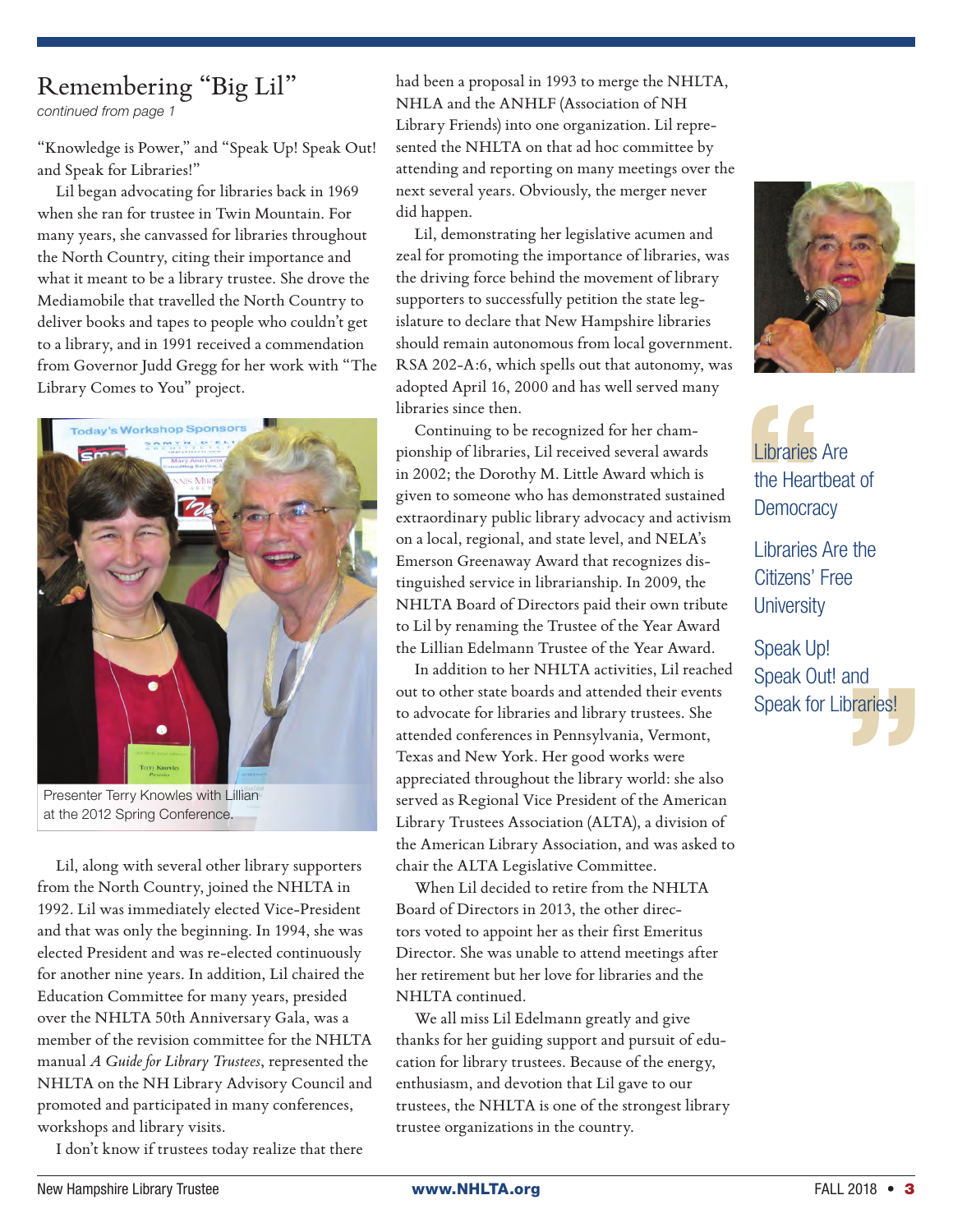# Remembering "Big Lil"

*continued from page 1*

"Knowledge is Power," and "Speak Up! Speak Out! and Speak for Libraries!"

Lil began advocating for libraries back in 1969 when she ran for trustee in Twin Mountain. For many years, she canvassed for libraries throughout the North Country, citing their importance and what it meant to be a library trustee. She drove the Mediamobile that travelled the North Country to deliver books and tapes to people who couldn't get to a library, and in 1991 received a commendation from Governor Judd Gregg for her work with "The Library Comes to You" project.

Presenter Terry Knowles with Lillian at the 2012 Spring Conference.

Lil, along with several other library supporters from the North Country, joined the NHLTA in 1992. Lil was immediately elected Vice-President and that was only the beginning. In 1994, she was elected President and was re-elected continuously for another nine years. In addition, Lil chaired the Education Committee for many years, presided over the NHLTA 50th Anniversary Gala, was a member of the revision committee for the NHLTA manual *A Guide for Library Trustees*, represented the NHLTA on the NH Library Advisory Council and promoted and participated in many conferences, workshops and library visits.

I don't know if trustees today realize that there had been a proposal in 1993 to merge the NHLTA, NHLA and the ANHLF (Association of NH Library Friends) into one organization. Lil represented the NHLTA on that ad hoc committee by attending and reporting on many meetings over the next several years. Obviously, the merger never did happen.

Lil, demonstrating her legislative acumen and zeal for promoting the importance of libraries, was the driving force behind the movement of library supporters to successfully petition the state legislature to declare that New Hampshire libraries should remain autonomous from local government. RSA 202-A:6, which spells out that autonomy, was adopted April 16, 2000 and has well served many libraries since then.

Continuing to be recognized for her championship of libraries, Lil received several awards in 2002; the Dorothy M. Little Award which is given to someone who has demonstrated sustained extraordinary public library advocacy and activism on a local, regional, and state level, and NELA's Emerson Greenaway Award that recognizes distinguished service in librarianship. In 2009, the NHLTA Board of Directors paid their own tribute to Lil by renaming the Trustee of the Year Award the Lillian Edelmann Trustee of the Year Award.

In addition to her NHLTA activities, Lil reached out to other state boards and attended their events to advocate for libraries and library trustees. She attended conferences in Pennsylvania, Vermont, Texas and New York. Her good works were appreciated throughout the library world: she also served as Regional Vice President of the American Library Trustees Association (ALTA), a division of the American Library Association, and was asked to chair the ALTA Legislative Committee.

When Lil decided to retire from the NHLTA Board of Directors in 2013, the other directors voted to appoint her as their first Emeritus Director. She was unable to attend meetings after her retirement but her love for libraries and the NHLTA continued.

We all miss Lil Edelmann greatly and give thanks for her guiding support and pursuit of education for library trustees. Because of the energy, enthusiasm, and devotion that Lil gave to our trustees, the NHLTA is one of the strongest library trustee organizations in the country.

> "Libraries Are the Heartbeat of Democracy
>
> Libraries Are the Citizens' Free University
>
> Speak Up! Speak Out! and Speak for Libraries!"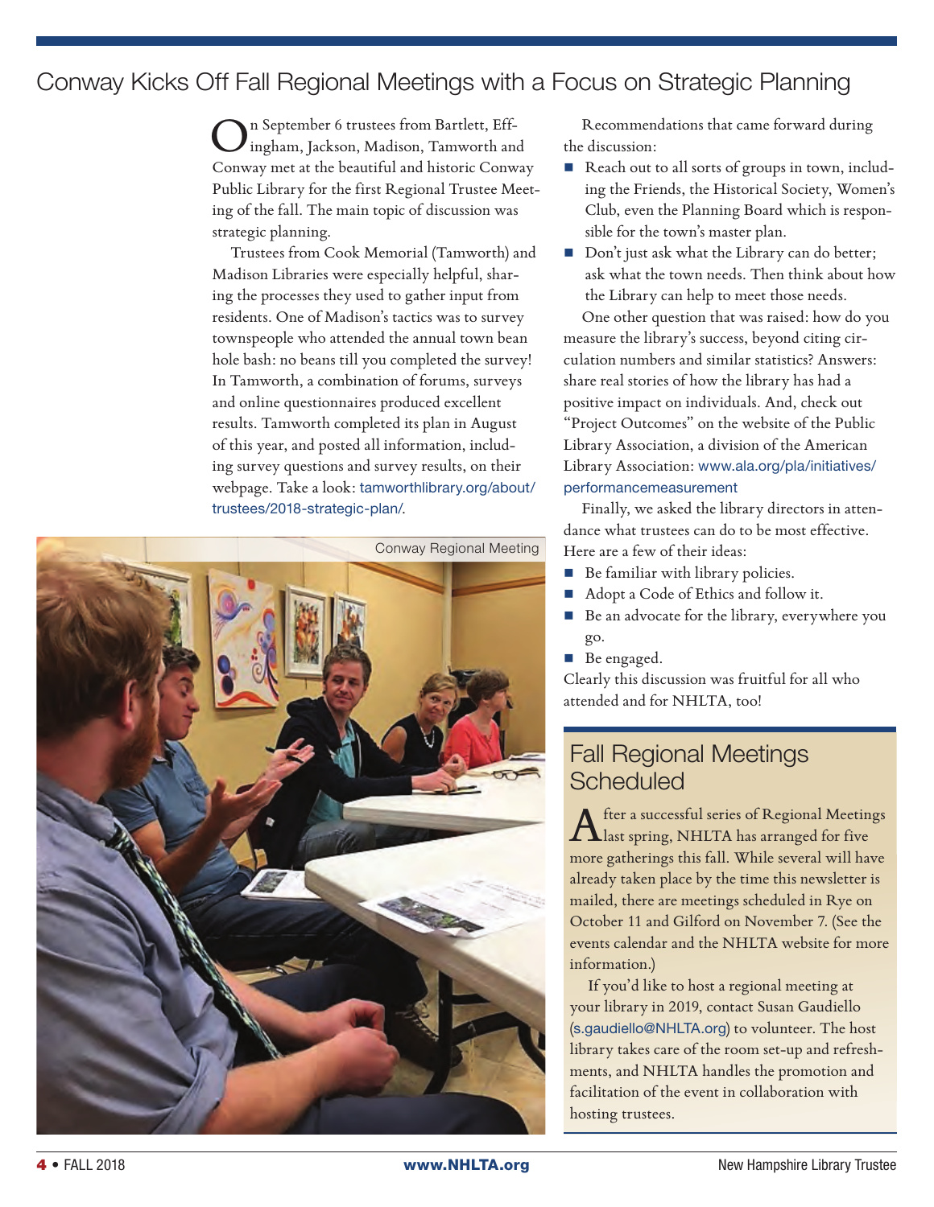# Conway Kicks Off Fall Regional Meetings with a Focus on Strategic Planning

On September 6 trustees from Bartlett, Effingham, Jackson, Madison, Tamworth and Conway met at the beautiful and historic Conway Public Library for the first Regional Trustee Meeting of the fall. The main topic of discussion was strategic planning.

Trustees from Cook Memorial (Tamworth) and Madison Libraries were especially helpful, sharing the processes they used to gather input from residents. One of Madison's tactics was to survey townspeople who attended the annual town bean hole bash: no beans till you completed the survey! In Tamworth, a combination of forums, surveys and online questionnaires produced excellent results. Tamworth completed its plan in August of this year, and posted all information, including survey questions and survey results, on their webpage. Take a look: tamworthlibrary.org/about/trustees/2018-strategic-plan/.

Conway Regional Meeting

Recommendations that came forward during the discussion:

- Reach out to all sorts of groups in town, including the Friends, the Historical Society, Women's Club, even the Planning Board which is responsible for the town's master plan.
- Don't just ask what the Library can do better; ask what the town needs. Then think about how the Library can help to meet those needs.

One other question that was raised: how do you measure the library's success, beyond citing circulation numbers and similar statistics? Answers: share real stories of how the library has had a positive impact on individuals. And, check out "Project Outcomes" on the website of the Public Library Association, a division of the American Library Association: www.ala.org/pla/initiatives/performancemeasurement

Finally, we asked the library directors in attendance what trustees can do to be most effective. Here are a few of their ideas:

- Be familiar with library policies.
- Adopt a Code of Ethics and follow it.
- Be an advocate for the library, everywhere you go.
- Be engaged.

Clearly this discussion was fruitful for all who attended and for NHLTA, too!

## Fall Regional Meetings Scheduled

After a successful series of Regional Meetings last spring, NHLTA has arranged for five more gatherings this fall. While several will have already taken place by the time this newsletter is mailed, there are meetings scheduled in Rye on October 11 and Gilford on November 7. (See the events calendar and the NHLTA website for more information.)

If you'd like to host a regional meeting at your library in 2019, contact Susan Gaudiello (s.gaudiello@NHLTA.org) to volunteer. The host library takes care of the room set-up and refreshments, and NHLTA handles the promotion and facilitation of the event in collaboration with hosting trustees.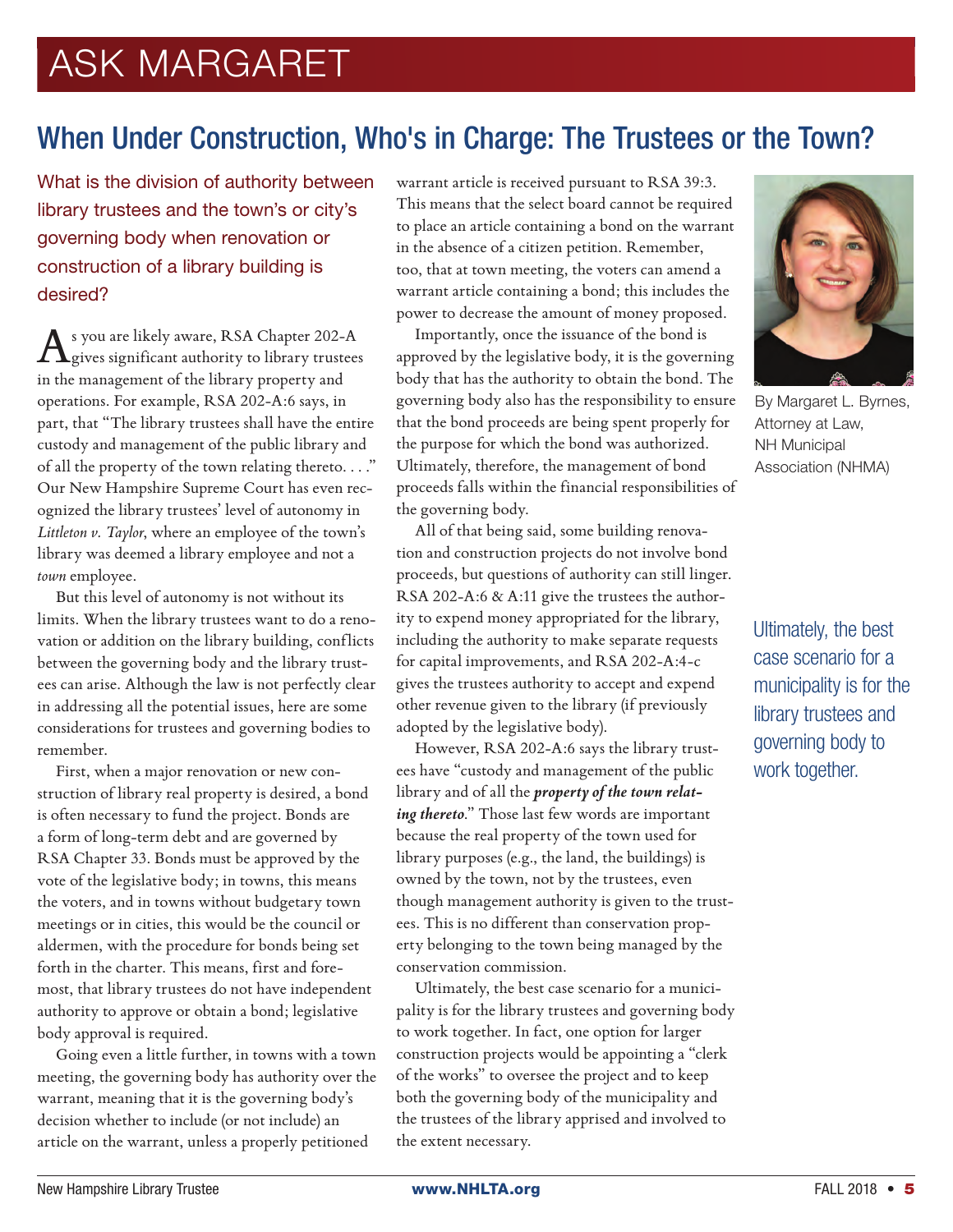# ASK MARGARET

## When Under Construction, Who's in Charge: The Trustees or the Town?

What is the division of authority between library trustees and the town's or city's governing body when renovation or construction of a library building is desired?

As you are likely aware, RSA Chapter 202-A gives significant authority to library trustees in the management of the library property and operations. For example, RSA 202-A:6 says, in part, that "The library trustees shall have the entire custody and management of the public library and of all the property of the town relating thereto. . . ." Our New Hampshire Supreme Court has even recognized the library trustees' level of autonomy in *Littleton v. Taylor*, where an employee of the town's library was deemed a library employee and not a *town* employee.

But this level of autonomy is not without its limits. When the library trustees want to do a renovation or addition on the library building, conflicts between the governing body and the library trustees can arise. Although the law is not perfectly clear in addressing all the potential issues, here are some considerations for trustees and governing bodies to remember.

First, when a major renovation or new construction of library real property is desired, a bond is often necessary to fund the project. Bonds are a form of long-term debt and are governed by RSA Chapter 33. Bonds must be approved by the vote of the legislative body; in towns, this means the voters, and in towns without budgetary town meetings or in cities, this would be the council or aldermen, with the procedure for bonds being set forth in the charter. This means, first and foremost, that library trustees do not have independent authority to approve or obtain a bond; legislative body approval is required.

Going even a little further, in towns with a town meeting, the governing body has authority over the warrant, meaning that it is the governing body's decision whether to include (or not include) an article on the warrant, unless a properly petitioned warrant article is received pursuant to RSA 39:3. This means that the select board cannot be required to place an article containing a bond on the warrant in the absence of a citizen petition. Remember, too, that at town meeting, the voters can amend a warrant article containing a bond; this includes the power to decrease the amount of money proposed.

Importantly, once the issuance of the bond is approved by the legislative body, it is the governing body that has the authority to obtain the bond. The governing body also has the responsibility to ensure that the bond proceeds are being spent properly for the purpose for which the bond was authorized. Ultimately, therefore, the management of bond proceeds falls within the financial responsibilities of the governing body.

All of that being said, some building renovation and construction projects do not involve bond proceeds, but questions of authority can still linger. RSA 202-A:6 & A:11 give the trustees the authority to expend money appropriated for the library, including the authority to make separate requests for capital improvements, and RSA 202-A:4-c gives the trustees authority to accept and expend other revenue given to the library (if previously adopted by the legislative body).

However, RSA 202-A:6 says the library trustees have "custody and management of the public library and of all the ***property of the town relating thereto***." Those last few words are important because the real property of the town used for library purposes (e.g., the land, the buildings) is owned by the town, not by the trustees, even though management authority is given to the trustees. This is no different than conservation property belonging to the town being managed by the conservation commission.

Ultimately, the best case scenario for a municipality is for the library trustees and governing body to work together. In fact, one option for larger construction projects would be appointing a "clerk of the works" to oversee the project and to keep both the governing body of the municipality and the trustees of the library apprised and involved to the extent necessary.

By Margaret L. Byrnes, Attorney at Law, NH Municipal Association (NHMA)

> Ultimately, the best case scenario for a municipality is for the library trustees and governing body to work together.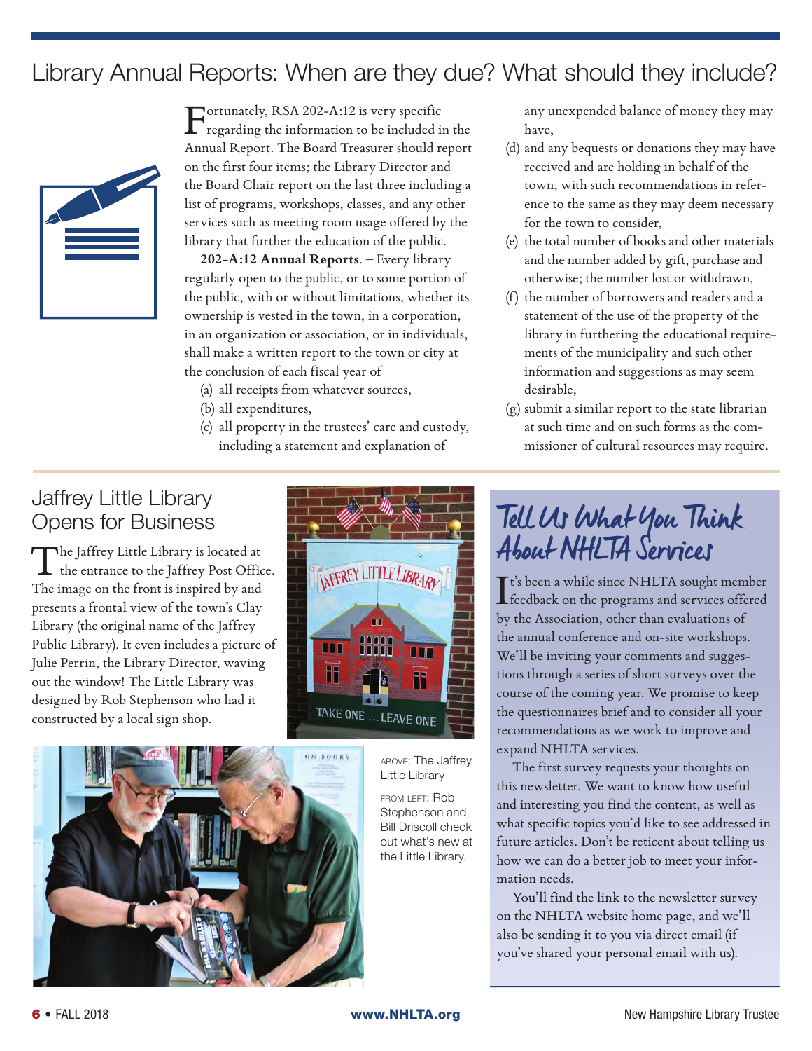# Library Annual Reports: When are they due? What should they include?

Fortunately, RSA 202-A:12 is very specific regarding the information to be included in the Annual Report. The Board Treasurer should report on the first four items; the Library Director and the Board Chair report on the last three including a list of programs, workshops, classes, and any other services such as meeting room usage offered by the library that further the education of the public.

**202-A:12 Annual Reports**. – Every library regularly open to the public, or to some portion of the public, with or without limitations, whether its ownership is vested in the town, in a corporation, in an organization or association, or in individuals, shall make a written report to the town or city at the conclusion of each fiscal year of

(a) all receipts from whatever sources,

(b) all expenditures,

(c) all property in the trustees' care and custody, including a statement and explanation of any unexpended balance of money they may have,

(d) and any bequests or donations they may have received and are holding in behalf of the town, with such recommendations in reference to the same as they may deem necessary for the town to consider,

(e) the total number of books and other materials and the number added by gift, purchase and otherwise; the number lost or withdrawn,

(f) the number of borrowers and readers and a statement of the use of the property of the library in furthering the educational requirements of the municipality and such other information and suggestions as may seem desirable,

(g) submit a similar report to the state librarian at such time and on such forms as the commissioner of cultural resources may require.

## Jaffrey Little Library Opens for Business

The Jaffrey Little Library is located at the entrance to the Jaffrey Post Office. The image on the front is inspired by and presents a frontal view of the town's Clay Library (the original name of the Jaffrey Public Library). It even includes a picture of Julie Perrin, the Library Director, waving out the window! The Little Library was designed by Rob Stephenson who had it constructed by a local sign shop.

ABOVE: The Jaffrey Little Library

FROM LEFT: Rob Stephenson and Bill Driscoll check out what's new at the Little Library.

## Tell Us What You Think About NHLTA Services

It's been a while since NHLTA sought member feedback on the programs and services offered by the Association, other than evaluations of the annual conference and on-site workshops. We'll be inviting your comments and suggestions through a series of short surveys over the course of the coming year. We promise to keep the questionnaires brief and to consider all your recommendations as we work to improve and expand NHLTA services.

The first survey requests your thoughts on this newsletter. We want to know how useful and interesting you find the content, as well as what specific topics you'd like to see addressed in future articles. Don't be reticent about telling us how we can do a better job to meet your information needs.

You'll find the link to the newsletter survey on the NHLTA website home page, and we'll also be sending it to you via direct email (if you've shared your personal email with us).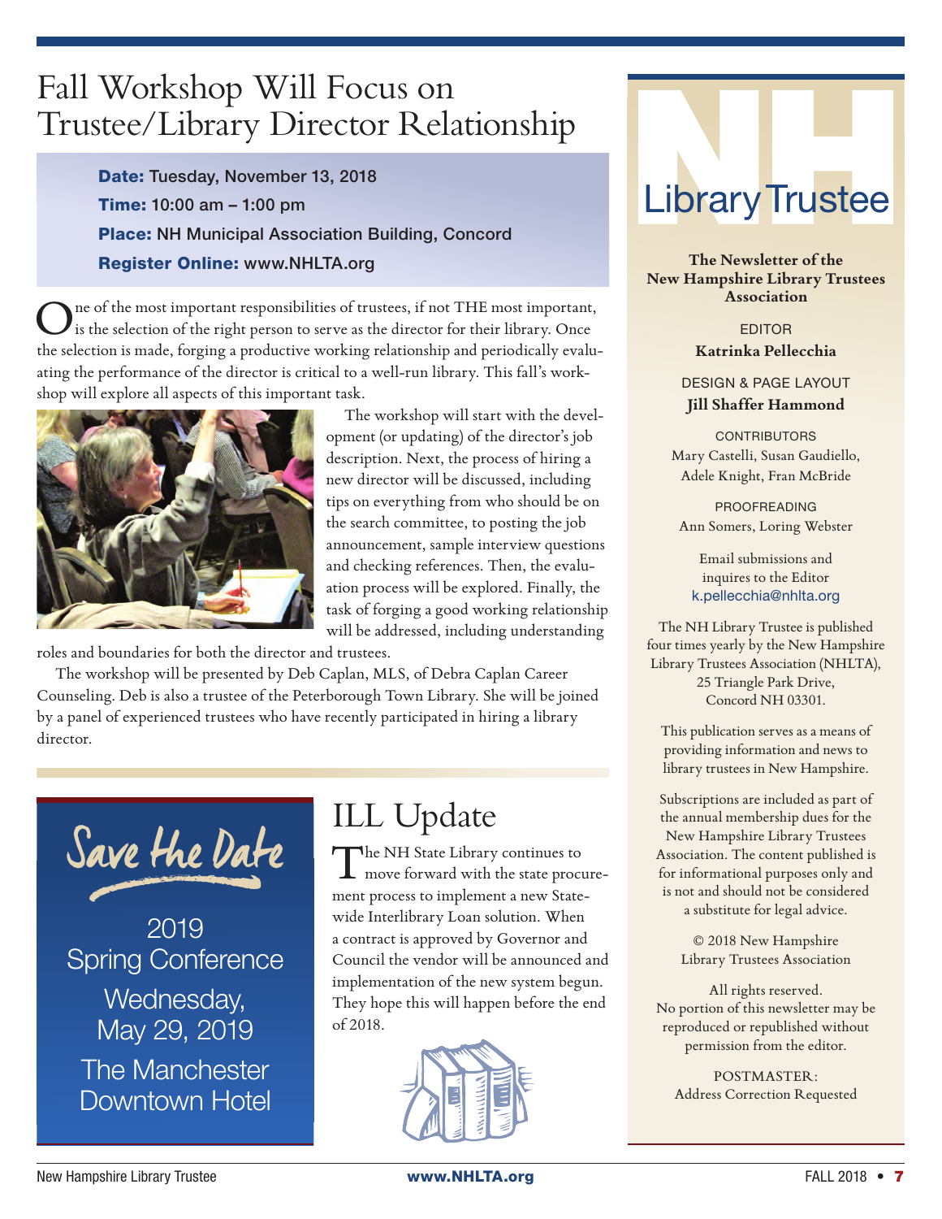# Fall Workshop Will Focus on Trustee/Library Director Relationship

**Date:** Tuesday, November 13, 2018
**Time:** 10:00 am – 1:00 pm
**Place:** NH Municipal Association Building, Concord
**Register Online:** www.NHLTA.org

One of the most important responsibilities of trustees, if not THE most important, is the selection of the right person to serve as the director for their library. Once the selection is made, forging a productive working relationship and periodically evaluating the performance of the director is critical to a well-run library. This fall's workshop will explore all aspects of this important task.

The workshop will start with the development (or updating) of the director's job description. Next, the process of hiring a new director will be discussed, including tips on everything from who should be on the search committee, to posting the job announcement, sample interview questions and checking references. Then, the evaluation process will be explored. Finally, the task of forging a good working relationship will be addressed, including understanding roles and boundaries for both the director and trustees.

The workshop will be presented by Deb Caplan, MLS, of Debra Caplan Career Counseling. Deb is also a trustee of the Peterborough Town Library. She will be joined by a panel of experienced trustees who have recently participated in hiring a library director.

## Save the Date

2019 Spring Conference
Wednesday, May 29, 2019
The Manchester Downtown Hotel

## ILL Update

The NH State Library continues to move forward with the state procurement process to implement a new Statewide Interlibrary Loan solution. When a contract is approved by Governor and Council the vendor will be announced and implementation of the new system begun. They hope this will happen before the end of 2018.

## NH Library Trustee

**The Newsletter of the New Hampshire Library Trustees Association**

EDITOR
**Katrinka Pellecchia**

DESIGN & PAGE LAYOUT
**Jill Shaffer Hammond**

CONTRIBUTORS
Mary Castelli, Susan Gaudiello, Adele Knight, Fran McBride

PROOFREADING
Ann Somers, Loring Webster

Email submissions and inquires to the Editor
k.pellecchia@nhlta.org

The NH Library Trustee is published four times yearly by the New Hampshire Library Trustees Association (NHLTA), 25 Triangle Park Drive, Concord NH 03301.

This publication serves as a means of providing information and news to library trustees in New Hampshire.

Subscriptions are included as part of the annual membership dues for the New Hampshire Library Trustees Association. The content published is for informational purposes only and is not and should not be considered a substitute for legal advice.

© 2018 New Hampshire Library Trustees Association

All rights reserved. No portion of this newsletter may be reproduced or republished without permission from the editor.

POSTMASTER: Address Correction Requested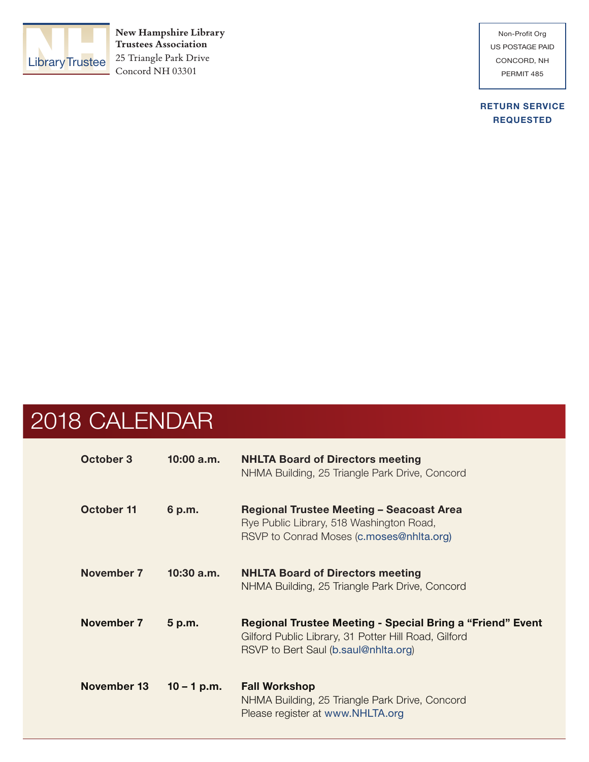**New Hampshire Library Trustees Association**
25 Triangle Park Drive
Concord NH 03301

Non-Profit Org
US POSTAGE PAID
CONCORD, NH
PERMIT 485

**RETURN SERVICE REQUESTED**

# 2018 CALENDAR

| | | |
|---|---|---|
| **October 3** | **10:00 a.m.** | **NHLTA Board of Directors meeting**<br>NHMA Building, 25 Triangle Park Drive, Concord |
| **October 11** | **6 p.m.** | **Regional Trustee Meeting – Seacoast Area**<br>Rye Public Library, 518 Washington Road,<br>RSVP to Conrad Moses (c.moses@nhlta.org) |
| **November 7** | **10:30 a.m.** | **NHLTA Board of Directors meeting**<br>NHMA Building, 25 Triangle Park Drive, Concord |
| **November 7** | **5 p.m.** | **Regional Trustee Meeting - Special Bring a "Friend" Event**<br>Gilford Public Library, 31 Potter Hill Road, Gilford<br>RSVP to Bert Saul (b.saul@nhlta.org) |
| **November 13** | **10 – 1 p.m.** | **Fall Workshop**<br>NHMA Building, 25 Triangle Park Drive, Concord<br>Please register at www.NHLTA.org |